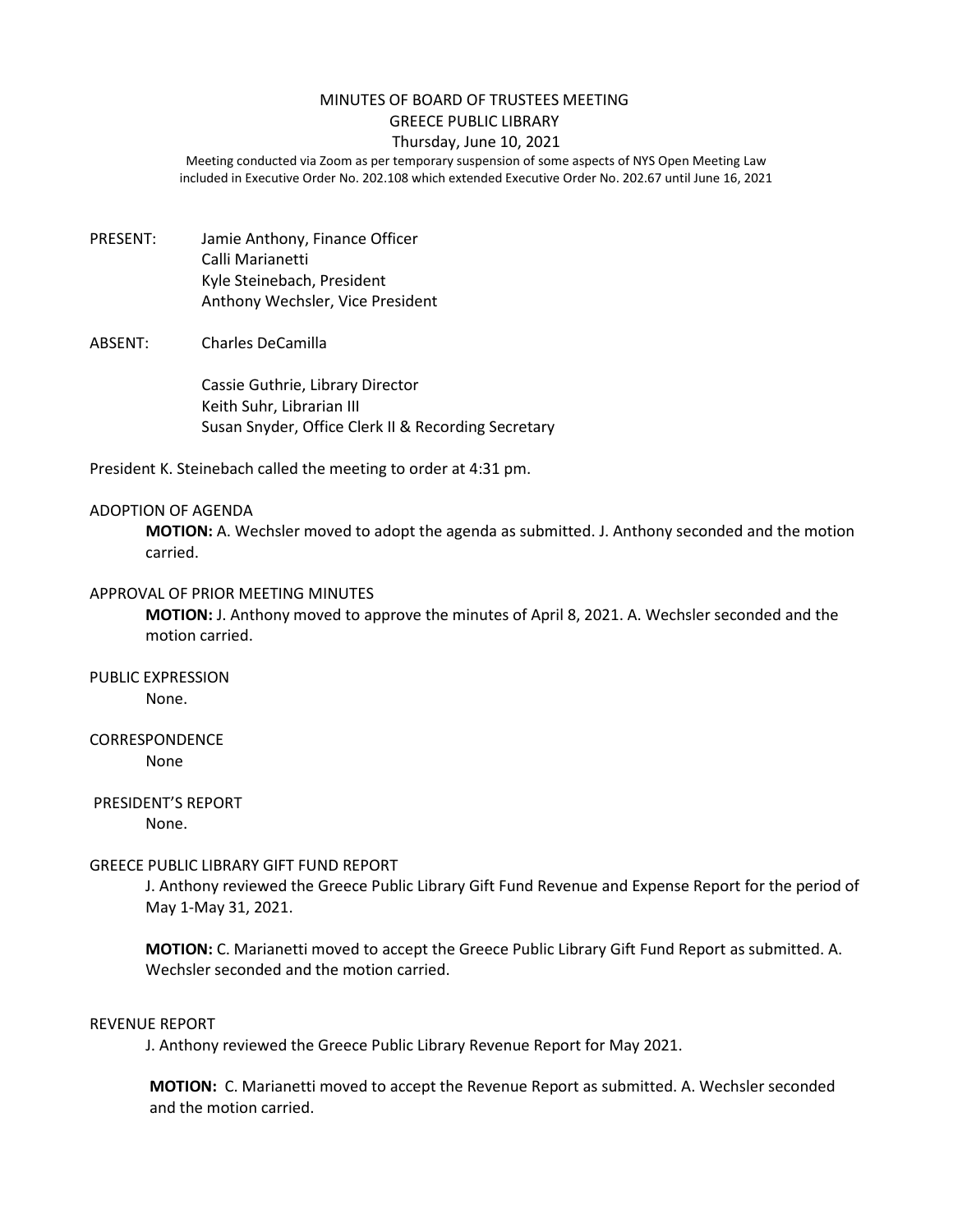# MINUTES OF BOARD OF TRUSTEES MEETING
## GREECE PUBLIC LIBRARY
### Thursday, June 10, 2021

Meeting conducted via Zoom as per temporary suspension of some aspects of NYS Open Meeting Law included in Executive Order No. 202.108 which extended Executive Order No. 202.67 until June 16, 2021

PRESENT: Jamie Anthony, Finance Officer
Calli Marianetti
Kyle Steinebach, President
Anthony Wechsler, Vice President

ABSENT: Charles DeCamilla

Cassie Guthrie, Library Director
Keith Suhr, Librarian III
Susan Snyder, Office Clerk II & Recording Secretary

President K. Steinebach called the meeting to order at 4:31 pm.

ADOPTION OF AGENDA

**MOTION:** A. Wechsler moved to adopt the agenda as submitted. J. Anthony seconded and the motion carried.

APPROVAL OF PRIOR MEETING MINUTES

**MOTION:** J. Anthony moved to approve the minutes of April 8, 2021. A. Wechsler seconded and the motion carried.

PUBLIC EXPRESSION

None.

CORRESPONDENCE

None

PRESIDENT'S REPORT

None.

GREECE PUBLIC LIBRARY GIFT FUND REPORT

J. Anthony reviewed the Greece Public Library Gift Fund Revenue and Expense Report for the period of May 1-May 31, 2021.

**MOTION:** C. Marianetti moved to accept the Greece Public Library Gift Fund Report as submitted. A. Wechsler seconded and the motion carried.

REVENUE REPORT

J. Anthony reviewed the Greece Public Library Revenue Report for May 2021.

**MOTION:** C. Marianetti moved to accept the Revenue Report as submitted. A. Wechsler seconded and the motion carried.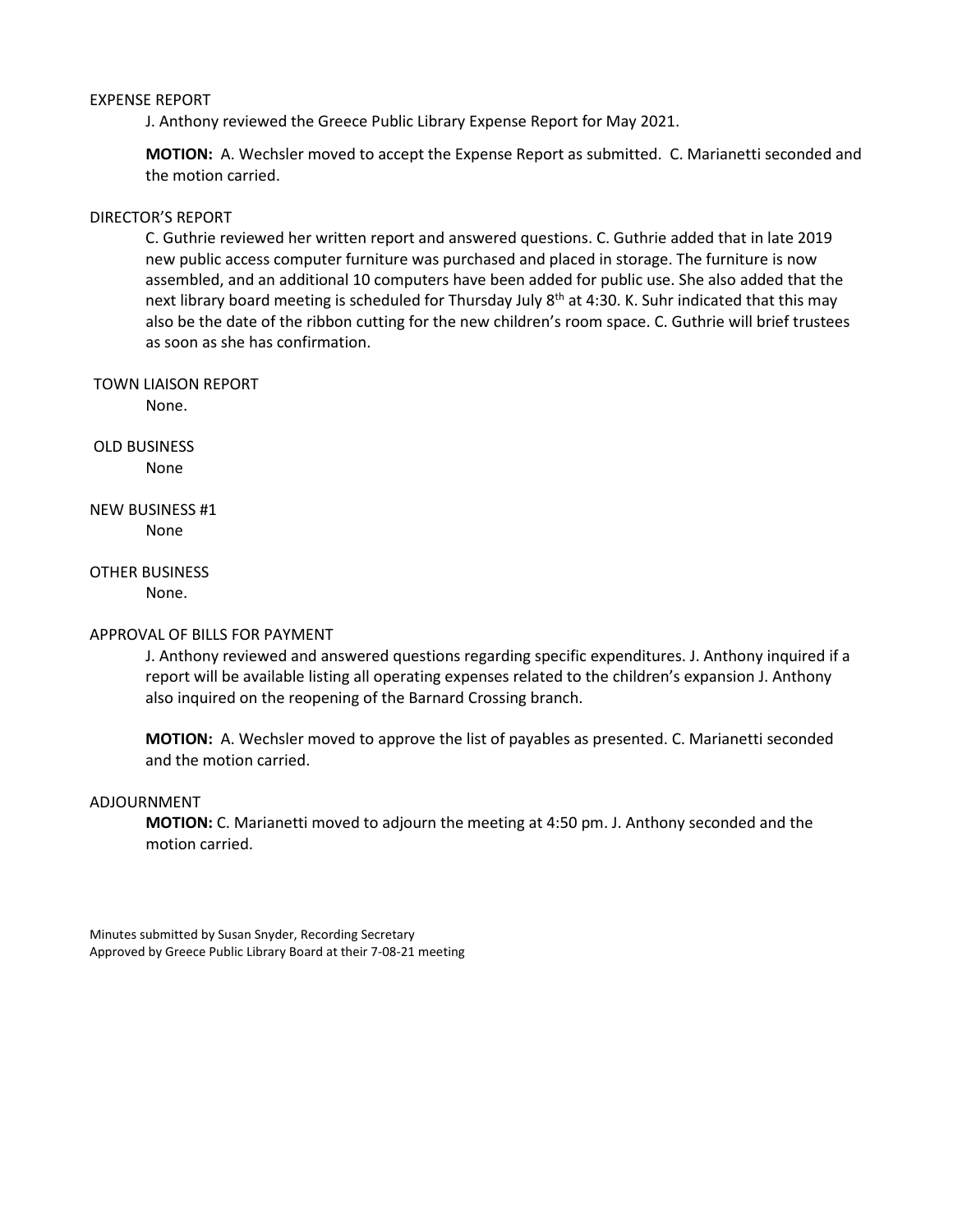EXPENSE REPORT

J. Anthony reviewed the Greece Public Library Expense Report for May 2021.

**MOTION:** A. Wechsler moved to accept the Expense Report as submitted. C. Marianetti seconded and the motion carried.

DIRECTOR'S REPORT

C. Guthrie reviewed her written report and answered questions. C. Guthrie added that in late 2019 new public access computer furniture was purchased and placed in storage. The furniture is now assembled, and an additional 10 computers have been added for public use. She also added that the next library board meeting is scheduled for Thursday July 8th at 4:30. K. Suhr indicated that this may also be the date of the ribbon cutting for the new children's room space. C. Guthrie will brief trustees as soon as she has confirmation.

TOWN LIAISON REPORT

None.

OLD BUSINESS

None

NEW BUSINESS #1

None

OTHER BUSINESS

None.

APPROVAL OF BILLS FOR PAYMENT

J. Anthony reviewed and answered questions regarding specific expenditures. J. Anthony inquired if a report will be available listing all operating expenses related to the children's expansion J. Anthony also inquired on the reopening of the Barnard Crossing branch.

**MOTION:** A. Wechsler moved to approve the list of payables as presented. C. Marianetti seconded and the motion carried.

ADJOURNMENT

**MOTION:** C. Marianetti moved to adjourn the meeting at 4:50 pm. J. Anthony seconded and the motion carried.

Minutes submitted by Susan Snyder, Recording Secretary
Approved by Greece Public Library Board at their 7-08-21 meeting